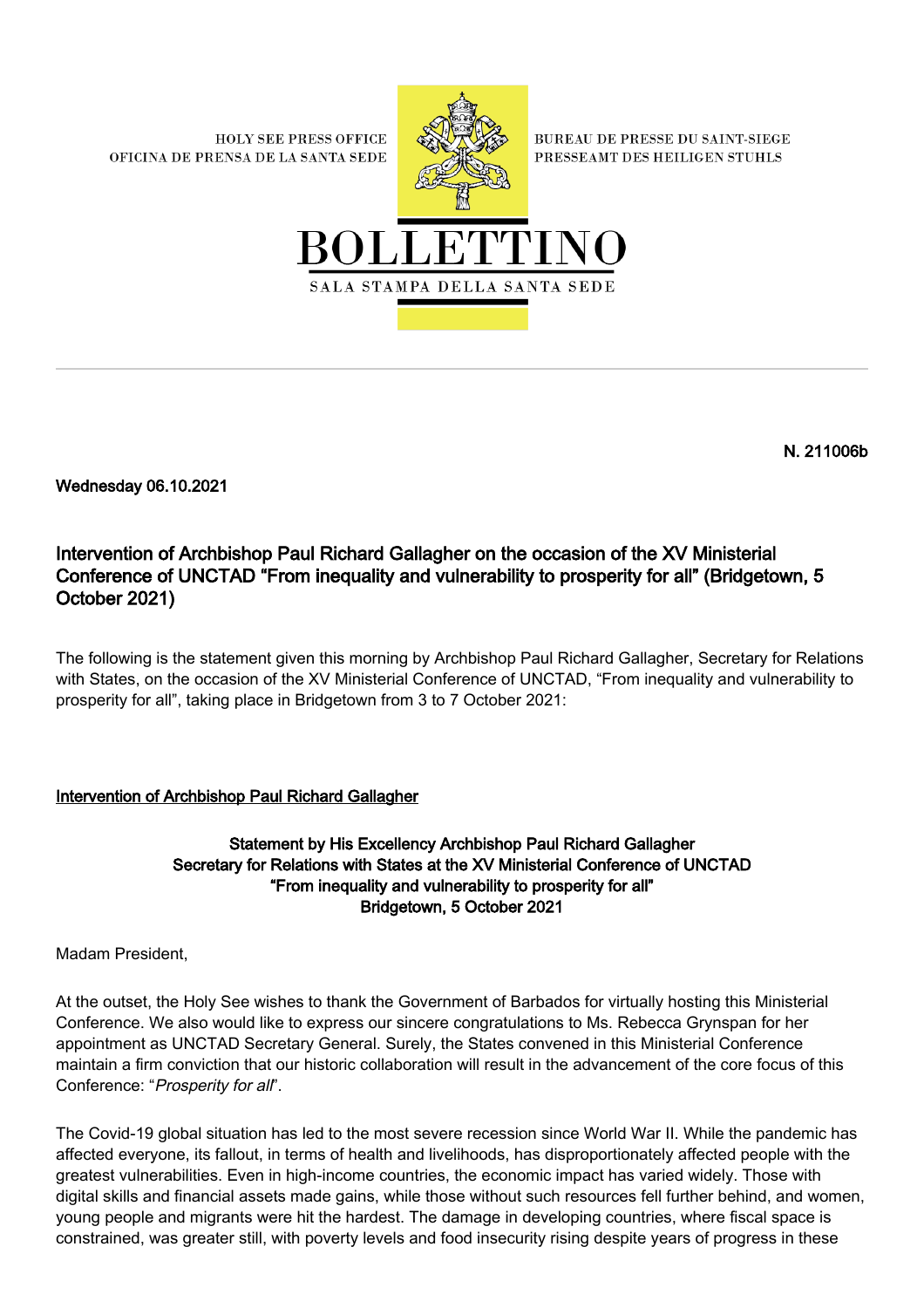HOLY SEE PRESS OFFICE
OFICINA DE PRENSA DE LA SANTA SEDE

BUREAU DE PRESSE DU SAINT-SIEGE
PRESSEAMT DES HEILIGEN STUHLS

# BOLLETTINO

SALA STAMPA DELLA SANTA SEDE

---

**N. 211006b**

**Wednesday 06.10.2021**

## Intervention of Archbishop Paul Richard Gallagher on the occasion of the XV Ministerial Conference of UNCTAD "From inequality and vulnerability to prosperity for all" (Bridgetown, 5 October 2021)

The following is the statement given this morning by Archbishop Paul Richard Gallagher, Secretary for Relations with States, on the occasion of the XV Ministerial Conference of UNCTAD, "From inequality and vulnerability to prosperity for all", taking place in Bridgetown from 3 to 7 October 2021:

**Intervention of Archbishop Paul Richard Gallagher**

**Statement by His Excellency Archbishop Paul Richard Gallagher**
**Secretary for Relations with States at the XV Ministerial Conference of UNCTAD**
**"From inequality and vulnerability to prosperity for all"**
**Bridgetown, 5 October 2021**

Madam President,

At the outset, the Holy See wishes to thank the Government of Barbados for virtually hosting this Ministerial Conference. We also would like to express our sincere congratulations to Ms. Rebecca Grynspan for her appointment as UNCTAD Secretary General. Surely, the States convened in this Ministerial Conference maintain a firm conviction that our historic collaboration will result in the advancement of the core focus of this Conference: "*Prosperity for all*".

The Covid-19 global situation has led to the most severe recession since World War II. While the pandemic has affected everyone, its fallout, in terms of health and livelihoods, has disproportionately affected people with the greatest vulnerabilities. Even in high-income countries, the economic impact has varied widely. Those with digital skills and financial assets made gains, while those without such resources fell further behind, and women, young people and migrants were hit the hardest. The damage in developing countries, where fiscal space is constrained, was greater still, with poverty levels and food insecurity rising despite years of progress in these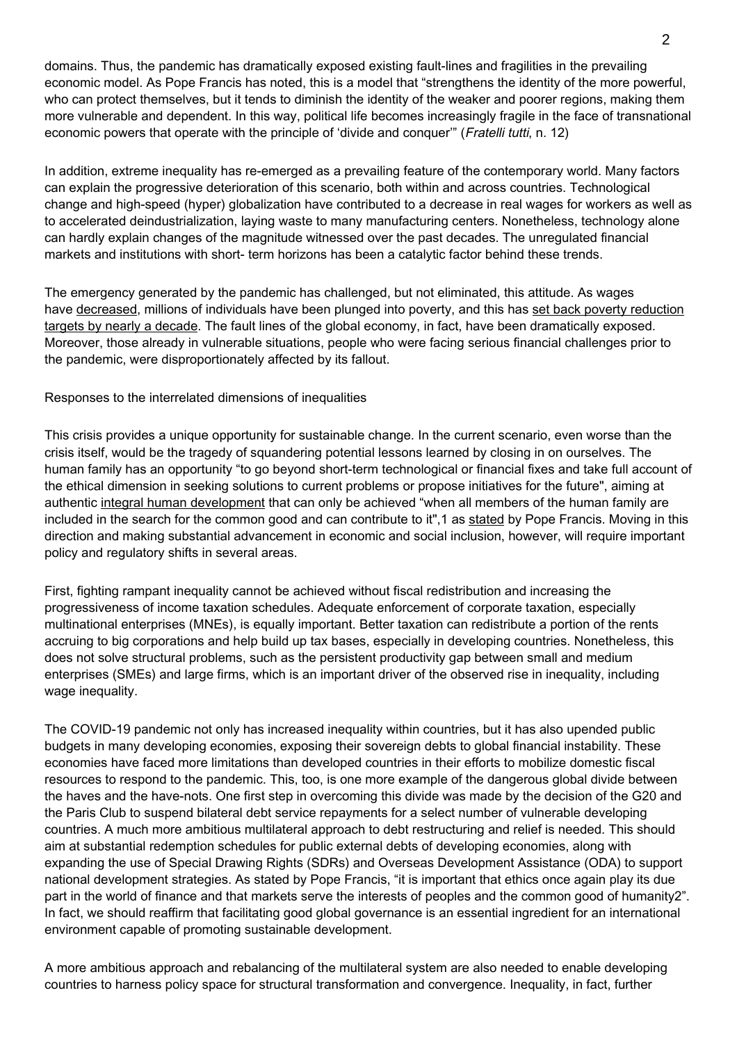domains. Thus, the pandemic has dramatically exposed existing fault-lines and fragilities in the prevailing economic model. As Pope Francis has noted, this is a model that "strengthens the identity of the more powerful, who can protect themselves, but it tends to diminish the identity of the weaker and poorer regions, making them more vulnerable and dependent. In this way, political life becomes increasingly fragile in the face of transnational economic powers that operate with the principle of 'divide and conquer'" (*Fratelli tutti*, n. 12)

In addition, extreme inequality has re-emerged as a prevailing feature of the contemporary world. Many factors can explain the progressive deterioration of this scenario, both within and across countries. Technological change and high-speed (hyper) globalization have contributed to a decrease in real wages for workers as well as to accelerated deindustrialization, laying waste to many manufacturing centers. Nonetheless, technology alone can hardly explain changes of the magnitude witnessed over the past decades. The unregulated financial markets and institutions with short- term horizons has been a catalytic factor behind these trends.

The emergency generated by the pandemic has challenged, but not eliminated, this attitude. As wages have decreased, millions of individuals have been plunged into poverty, and this has set back poverty reduction targets by nearly a decade. The fault lines of the global economy, in fact, have been dramatically exposed. Moreover, those already in vulnerable situations, people who were facing serious financial challenges prior to the pandemic, were disproportionately affected by its fallout.

## Responses to the interrelated dimensions of inequalities

This crisis provides a unique opportunity for sustainable change. In the current scenario, even worse than the crisis itself, would be the tragedy of squandering potential lessons learned by closing in on ourselves. The human family has an opportunity "to go beyond short-term technological or financial fixes and take full account of the ethical dimension in seeking solutions to current problems or propose initiatives for the future", aiming at authentic integral human development that can only be achieved "when all members of the human family are included in the search for the common good and can contribute to it",[1] as stated by Pope Francis. Moving in this direction and making substantial advancement in economic and social inclusion, however, will require important policy and regulatory shifts in several areas.

First, fighting rampant inequality cannot be achieved without fiscal redistribution and increasing the progressiveness of income taxation schedules. Adequate enforcement of corporate taxation, especially multinational enterprises (MNEs), is equally important. Better taxation can redistribute a portion of the rents accruing to big corporations and help build up tax bases, especially in developing countries. Nonetheless, this does not solve structural problems, such as the persistent productivity gap between small and medium enterprises (SMEs) and large firms, which is an important driver of the observed rise in inequality, including wage inequality.

The COVID-19 pandemic not only has increased inequality within countries, but it has also upended public budgets in many developing economies, exposing their sovereign debts to global financial instability. These economies have faced more limitations than developed countries in their efforts to mobilize domestic fiscal resources to respond to the pandemic. This, too, is one more example of the dangerous global divide between the haves and the have-nots. One first step in overcoming this divide was made by the decision of the G20 and the Paris Club to suspend bilateral debt service repayments for a select number of vulnerable developing countries. A much more ambitious multilateral approach to debt restructuring and relief is needed. This should aim at substantial redemption schedules for public external debts of developing economies, along with expanding the use of Special Drawing Rights (SDRs) and Overseas Development Assistance (ODA) to support national development strategies. As stated by Pope Francis, "it is important that ethics once again play its due part in the world of finance and that markets serve the interests of peoples and the common good of humanity[2]". In fact, we should reaffirm that facilitating good global governance is an essential ingredient for an international environment capable of promoting sustainable development.

A more ambitious approach and rebalancing of the multilateral system are also needed to enable developing countries to harness policy space for structural transformation and convergence. Inequality, in fact, further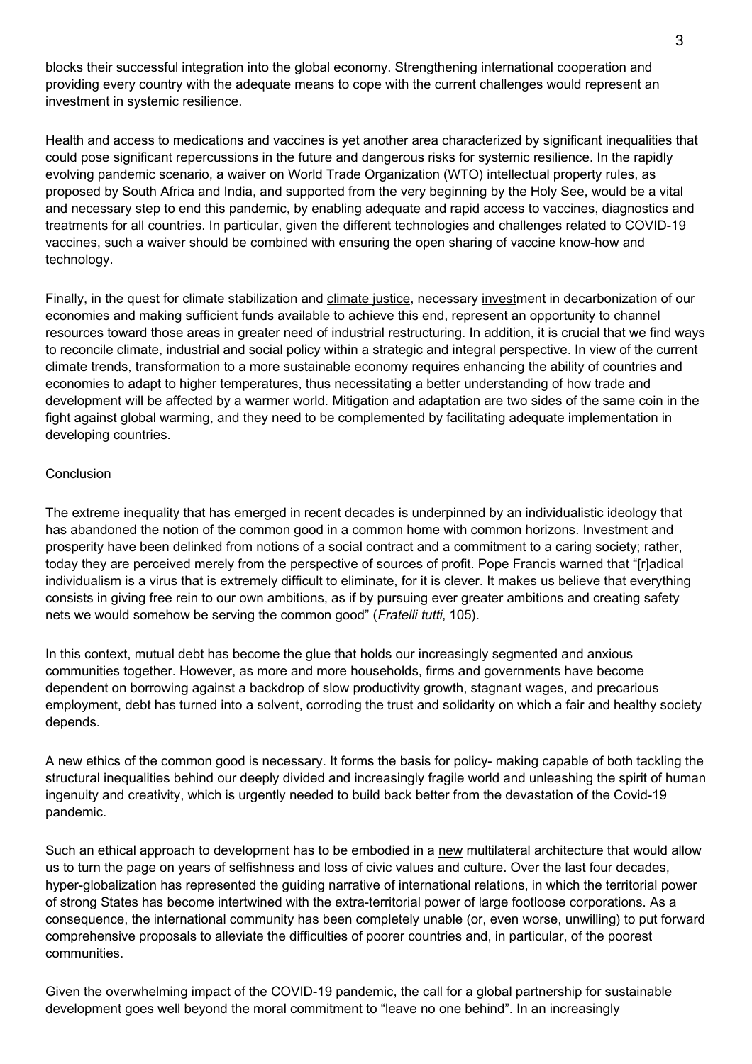blocks their successful integration into the global economy. Strengthening international cooperation and providing every country with the adequate means to cope with the current challenges would represent an investment in systemic resilience.

Health and access to medications and vaccines is yet another area characterized by significant inequalities that could pose significant repercussions in the future and dangerous risks for systemic resilience. In the rapidly evolving pandemic scenario, a waiver on World Trade Organization (WTO) intellectual property rules, as proposed by South Africa and India, and supported from the very beginning by the Holy See, would be a vital and necessary step to end this pandemic, by enabling adequate and rapid access to vaccines, diagnostics and treatments for all countries. In particular, given the different technologies and challenges related to COVID-19 vaccines, such a waiver should be combined with ensuring the open sharing of vaccine know-how and technology.

Finally, in the quest for climate stabilization and climate justice, necessary investment in decarbonization of our economies and making sufficient funds available to achieve this end, represent an opportunity to channel resources toward those areas in greater need of industrial restructuring. In addition, it is crucial that we find ways to reconcile climate, industrial and social policy within a strategic and integral perspective. In view of the current climate trends, transformation to a more sustainable economy requires enhancing the ability of countries and economies to adapt to higher temperatures, thus necessitating a better understanding of how trade and development will be affected by a warmer world. Mitigation and adaptation are two sides of the same coin in the fight against global warming, and they need to be complemented by facilitating adequate implementation in developing countries.

## Conclusion

The extreme inequality that has emerged in recent decades is underpinned by an individualistic ideology that has abandoned the notion of the common good in a common home with common horizons. Investment and prosperity have been delinked from notions of a social contract and a commitment to a caring society; rather, today they are perceived merely from the perspective of sources of profit. Pope Francis warned that "[r]adical individualism is a virus that is extremely difficult to eliminate, for it is clever. It makes us believe that everything consists in giving free rein to our own ambitions, as if by pursuing ever greater ambitions and creating safety nets we would somehow be serving the common good" (*Fratelli tutti*, 105).

In this context, mutual debt has become the glue that holds our increasingly segmented and anxious communities together. However, as more and more households, firms and governments have become dependent on borrowing against a backdrop of slow productivity growth, stagnant wages, and precarious employment, debt has turned into a solvent, corroding the trust and solidarity on which a fair and healthy society depends.

A new ethics of the common good is necessary. It forms the basis for policy- making capable of both tackling the structural inequalities behind our deeply divided and increasingly fragile world and unleashing the spirit of human ingenuity and creativity, which is urgently needed to build back better from the devastation of the Covid-19 pandemic.

Such an ethical approach to development has to be embodied in a new multilateral architecture that would allow us to turn the page on years of selfishness and loss of civic values and culture. Over the last four decades, hyper-globalization has represented the guiding narrative of international relations, in which the territorial power of strong States has become intertwined with the extra-territorial power of large footloose corporations. As a consequence, the international community has been completely unable (or, even worse, unwilling) to put forward comprehensive proposals to alleviate the difficulties of poorer countries and, in particular, of the poorest communities.

Given the overwhelming impact of the COVID-19 pandemic, the call for a global partnership for sustainable development goes well beyond the moral commitment to "leave no one behind". In an increasingly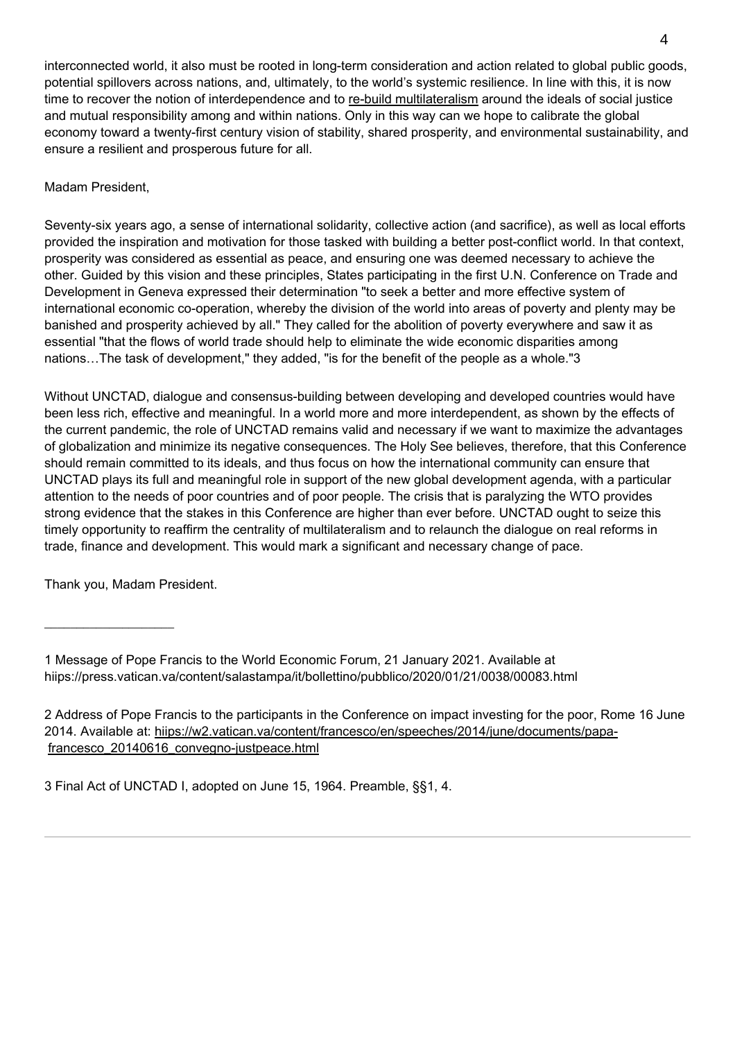interconnected world, it also must be rooted in long-term consideration and action related to global public goods, potential spillovers across nations, and, ultimately, to the world's systemic resilience. In line with this, it is now time to recover the notion of interdependence and to re-build multilateralism around the ideals of social justice and mutual responsibility among and within nations. Only in this way can we hope to calibrate the global economy toward a twenty-first century vision of stability, shared prosperity, and environmental sustainability, and ensure a resilient and prosperous future for all.

Madam President,

Seventy-six years ago, a sense of international solidarity, collective action (and sacrifice), as well as local efforts provided the inspiration and motivation for those tasked with building a better post-conflict world. In that context, prosperity was considered as essential as peace, and ensuring one was deemed necessary to achieve the other. Guided by this vision and these principles, States participating in the first U.N. Conference on Trade and Development in Geneva expressed their determination "to seek a better and more effective system of international economic co-operation, whereby the division of the world into areas of poverty and plenty may be banished and prosperity achieved by all." They called for the abolition of poverty everywhere and saw it as essential "that the flows of world trade should help to eliminate the wide economic disparities among nations…The task of development," they added, "is for the benefit of the people as a whole."[3]

Without UNCTAD, dialogue and consensus-building between developing and developed countries would have been less rich, effective and meaningful. In a world more and more interdependent, as shown by the effects of the current pandemic, the role of UNCTAD remains valid and necessary if we want to maximize the advantages of globalization and minimize its negative consequences. The Holy See believes, therefore, that this Conference should remain committed to its ideals, and thus focus on how the international community can ensure that UNCTAD plays its full and meaningful role in support of the new global development agenda, with a particular attention to the needs of poor countries and of poor people. The crisis that is paralyzing the WTO provides strong evidence that the stakes in this Conference are higher than ever before. UNCTAD ought to seize this timely opportunity to reaffirm the centrality of multilateralism and to relaunch the dialogue on real reforms in trade, finance and development. This would mark a significant and necessary change of pace.

Thank you, Madam President.

---

1 Message of Pope Francis to the World Economic Forum, 21 January 2021. Available at hiips://press.vatican.va/content/salastampa/it/bollettino/pubblico/2020/01/21/0038/00083.html

2 Address of Pope Francis to the participants in the Conference on impact investing for the poor, Rome 16 June 2014. Available at: hiips://w2.vatican.va/content/francesco/en/speeches/2014/june/documents/papa-francesco_20140616_convegno-justpeace.html

3 Final Act of UNCTAD I, adopted on June 15, 1964. Preamble, §§1, 4.